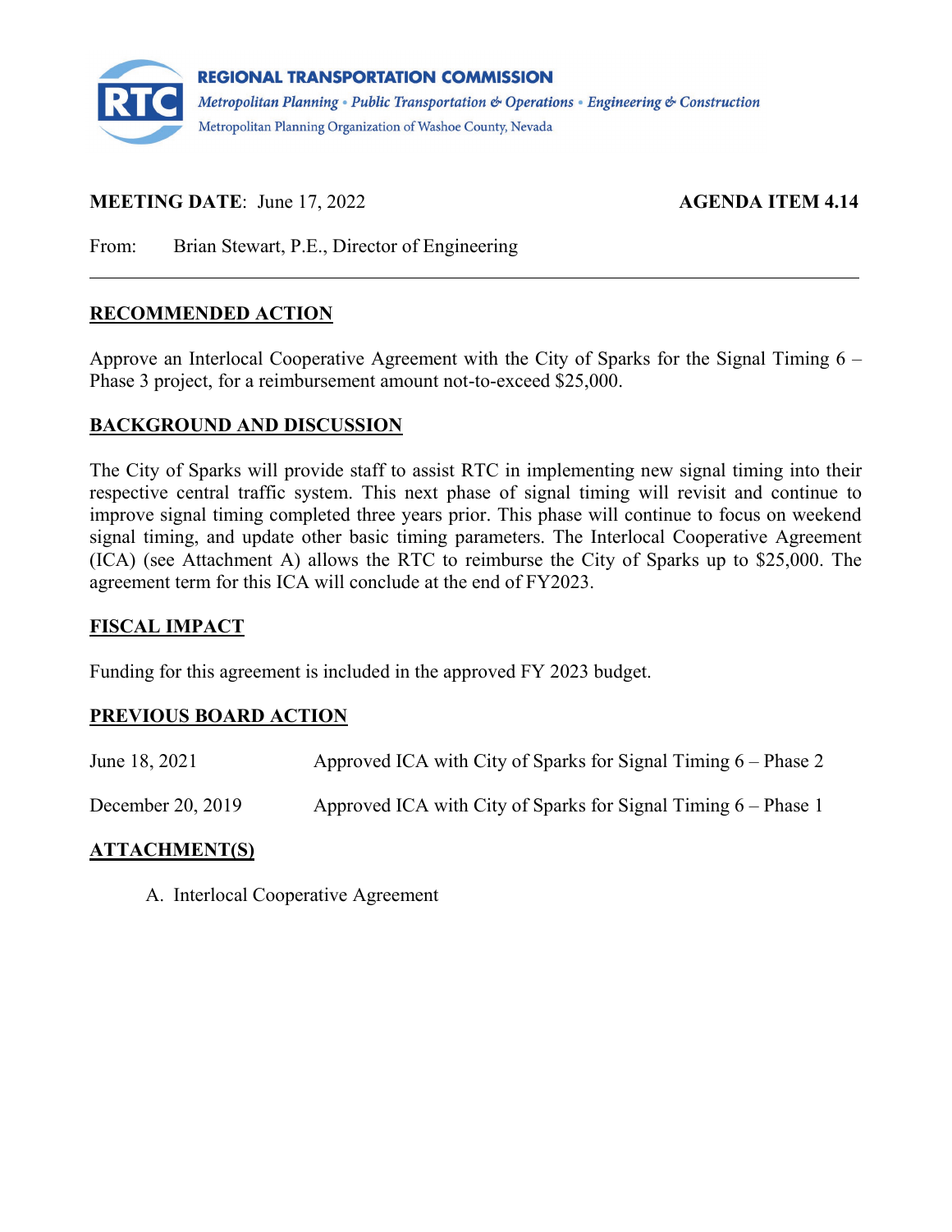**REGIONAL TRANSPORTATION COMMISSION**
*Metropolitan Planning • Public Transportation & Operations • Engineering & Construction*
Metropolitan Planning Organization of Washoe County, Nevada

**MEETING DATE**: June 17, 2022 **AGENDA ITEM 4.14**

From: Brian Stewart, P.E., Director of Engineering

---

## RECOMMENDED ACTION

Approve an Interlocal Cooperative Agreement with the City of Sparks for the Signal Timing 6 – Phase 3 project, for a reimbursement amount not-to-exceed $25,000.

## BACKGROUND AND DISCUSSION

The City of Sparks will provide staff to assist RTC in implementing new signal timing into their respective central traffic system. This next phase of signal timing will revisit and continue to improve signal timing completed three years prior. This phase will continue to focus on weekend signal timing, and update other basic timing parameters. The Interlocal Cooperative Agreement (ICA) (see Attachment A) allows the RTC to reimburse the City of Sparks up to $25,000. The agreement term for this ICA will conclude at the end of FY2023.

## FISCAL IMPACT

Funding for this agreement is included in the approved FY 2023 budget.

## PREVIOUS BOARD ACTION

| | |
|---|---|
| June 18, 2021 | Approved ICA with City of Sparks for Signal Timing 6 – Phase 2 |
| December 20, 2019 | Approved ICA with City of Sparks for Signal Timing 6 – Phase 1 |

## ATTACHMENT(S)

A. Interlocal Cooperative Agreement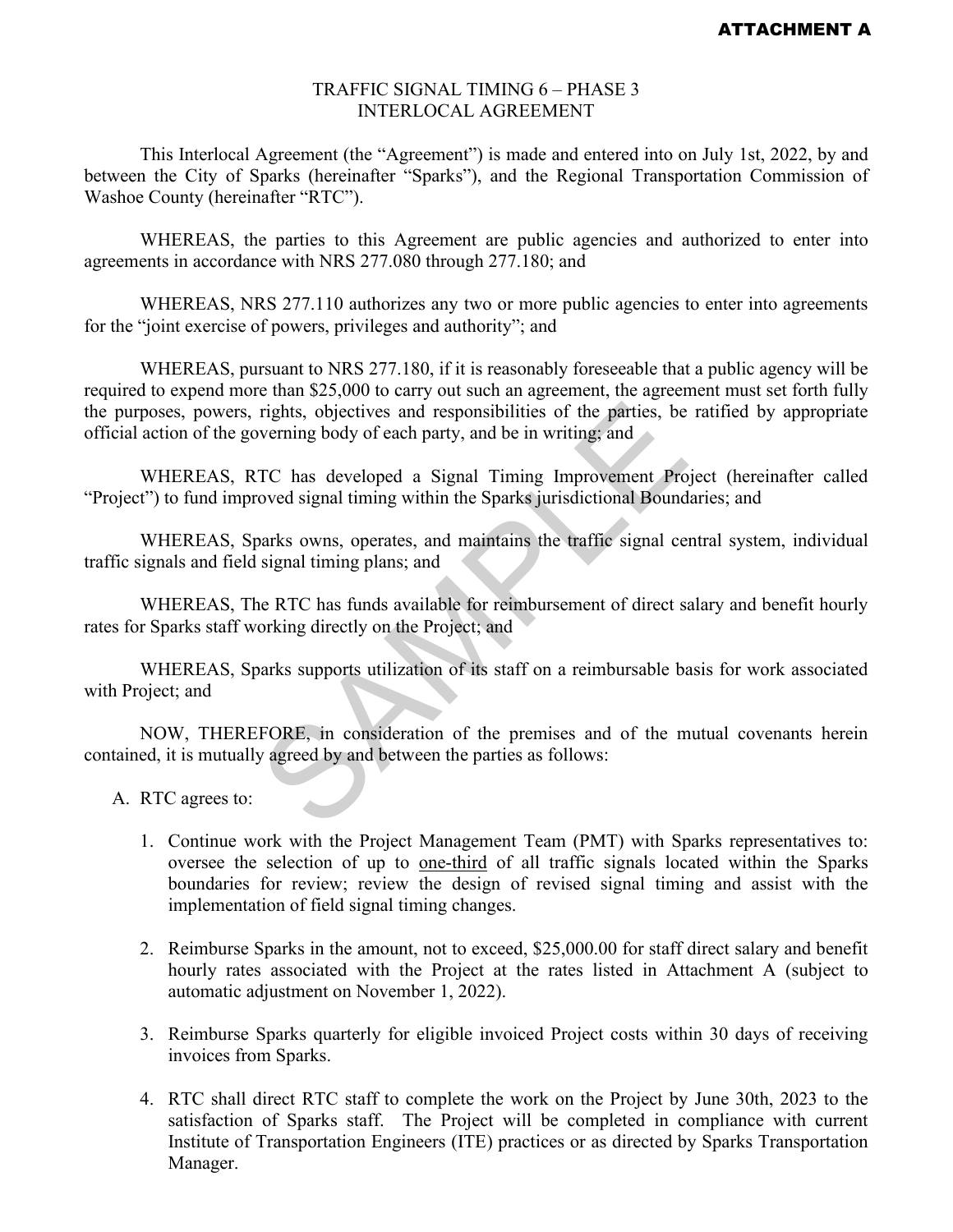**ATTACHMENT A**

# TRAFFIC SIGNAL TIMING 6 – PHASE 3
# INTERLOCAL AGREEMENT

This Interlocal Agreement (the "Agreement") is made and entered into on July 1st, 2022, by and between the City of Sparks (hereinafter "Sparks"), and the Regional Transportation Commission of Washoe County (hereinafter "RTC").

WHEREAS, the parties to this Agreement are public agencies and authorized to enter into agreements in accordance with NRS 277.080 through 277.180; and

WHEREAS, NRS 277.110 authorizes any two or more public agencies to enter into agreements for the "joint exercise of powers, privileges and authority"; and

WHEREAS, pursuant to NRS 277.180, if it is reasonably foreseeable that a public agency will be required to expend more than $25,000 to carry out such an agreement, the agreement must set forth fully the purposes, powers, rights, objectives and responsibilities of the parties, be ratified by appropriate official action of the governing body of each party, and be in writing; and

WHEREAS, RTC has developed a Signal Timing Improvement Project (hereinafter called "Project") to fund improved signal timing within the Sparks jurisdictional Boundaries; and

WHEREAS, Sparks owns, operates, and maintains the traffic signal central system, individual traffic signals and field signal timing plans; and

WHEREAS, The RTC has funds available for reimbursement of direct salary and benefit hourly rates for Sparks staff working directly on the Project; and

WHEREAS, Sparks supports utilization of its staff on a reimbursable basis for work associated with Project; and

NOW, THEREFORE, in consideration of the premises and of the mutual covenants herein contained, it is mutually agreed by and between the parties as follows:

A. RTC agrees to:

1. Continue work with the Project Management Team (PMT) with Sparks representatives to: oversee the selection of up to <u>one-third</u> of all traffic signals located within the Sparks boundaries for review; review the design of revised signal timing and assist with the implementation of field signal timing changes.

2. Reimburse Sparks in the amount, not to exceed, $25,000.00 for staff direct salary and benefit hourly rates associated with the Project at the rates listed in Attachment A (subject to automatic adjustment on November 1, 2022).

3. Reimburse Sparks quarterly for eligible invoiced Project costs within 30 days of receiving invoices from Sparks.

4. RTC shall direct RTC staff to complete the work on the Project by June 30th, 2023 to the satisfaction of Sparks staff. The Project will be completed in compliance with current Institute of Transportation Engineers (ITE) practices or as directed by Sparks Transportation Manager.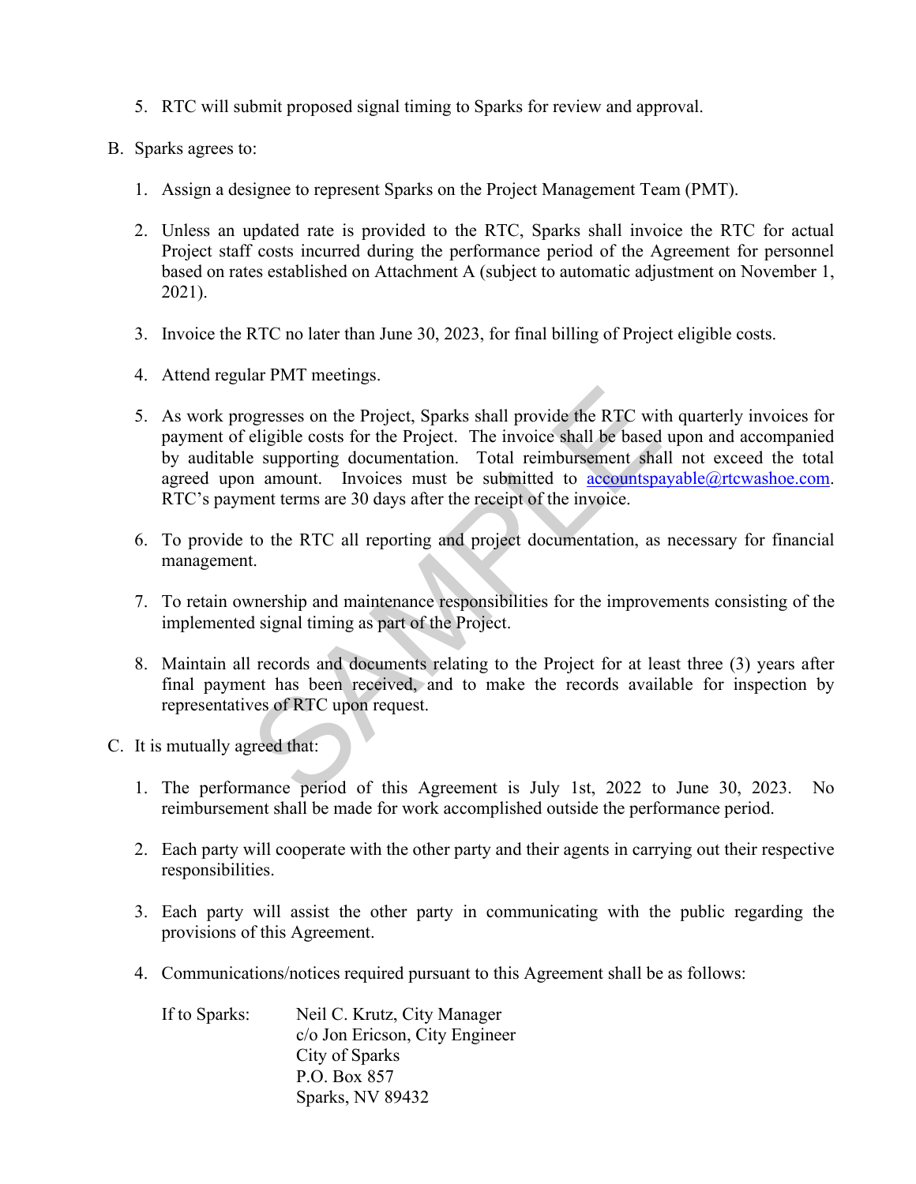5. RTC will submit proposed signal timing to Sparks for review and approval.

B. Sparks agrees to:

1. Assign a designee to represent Sparks on the Project Management Team (PMT).

2. Unless an updated rate is provided to the RTC, Sparks shall invoice the RTC for actual Project staff costs incurred during the performance period of the Agreement for personnel based on rates established on Attachment A (subject to automatic adjustment on November 1, 2021).

3. Invoice the RTC no later than June 30, 2023, for final billing of Project eligible costs.

4. Attend regular PMT meetings.

5. As work progresses on the Project, Sparks shall provide the RTC with quarterly invoices for payment of eligible costs for the Project. The invoice shall be based upon and accompanied by auditable supporting documentation. Total reimbursement shall not exceed the total agreed upon amount. Invoices must be submitted to accountspayable@rtcwashoe.com. RTC's payment terms are 30 days after the receipt of the invoice.

6. To provide to the RTC all reporting and project documentation, as necessary for financial management.

7. To retain ownership and maintenance responsibilities for the improvements consisting of the implemented signal timing as part of the Project.

8. Maintain all records and documents relating to the Project for at least three (3) years after final payment has been received, and to make the records available for inspection by representatives of RTC upon request.

C. It is mutually agreed that:

1. The performance period of this Agreement is July 1st, 2022 to June 30, 2023. No reimbursement shall be made for work accomplished outside the performance period.

2. Each party will cooperate with the other party and their agents in carrying out their respective responsibilities.

3. Each party will assist the other party in communicating with the public regarding the provisions of this Agreement.

4. Communications/notices required pursuant to this Agreement shall be as follows:

If to Sparks: Neil C. Krutz, City Manager
c/o Jon Ericson, City Engineer
City of Sparks
P.O. Box 857
Sparks, NV 89432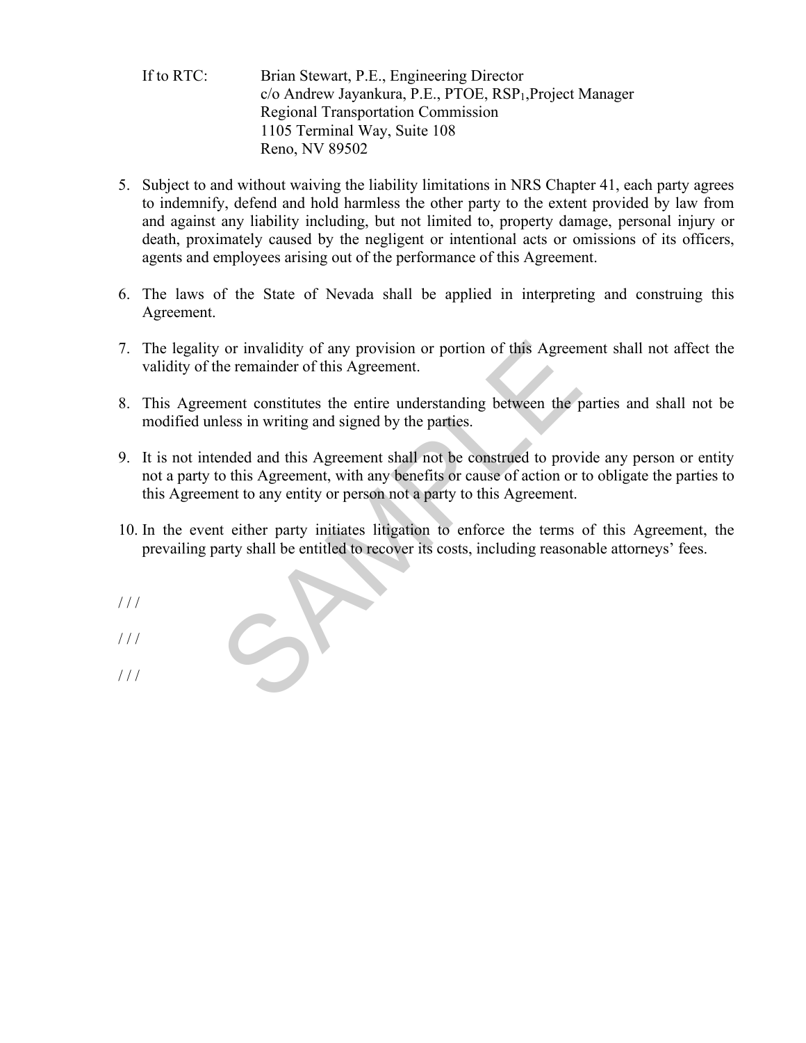If to RTC: Brian Stewart, P.E., Engineering Director
c/o Andrew Jayankura, P.E., PTOE, $RSP_1$,Project Manager
Regional Transportation Commission
1105 Terminal Way, Suite 108
Reno, NV 89502

5. Subject to and without waiving the liability limitations in NRS Chapter 41, each party agrees to indemnify, defend and hold harmless the other party to the extent provided by law from and against any liability including, but not limited to, property damage, personal injury or death, proximately caused by the negligent or intentional acts or omissions of its officers, agents and employees arising out of the performance of this Agreement.

6. The laws of the State of Nevada shall be applied in interpreting and construing this Agreement.

7. The legality or invalidity of any provision or portion of this Agreement shall not affect the validity of the remainder of this Agreement.

8. This Agreement constitutes the entire understanding between the parties and shall not be modified unless in writing and signed by the parties.

9. It is not intended and this Agreement shall not be construed to provide any person or entity not a party to this Agreement, with any benefits or cause of action or to obligate the parties to this Agreement to any entity or person not a party to this Agreement.

10. In the event either party initiates litigation to enforce the terms of this Agreement, the prevailing party shall be entitled to recover its costs, including reasonable attorneys' fees.

/ / /

/ / /

/ / /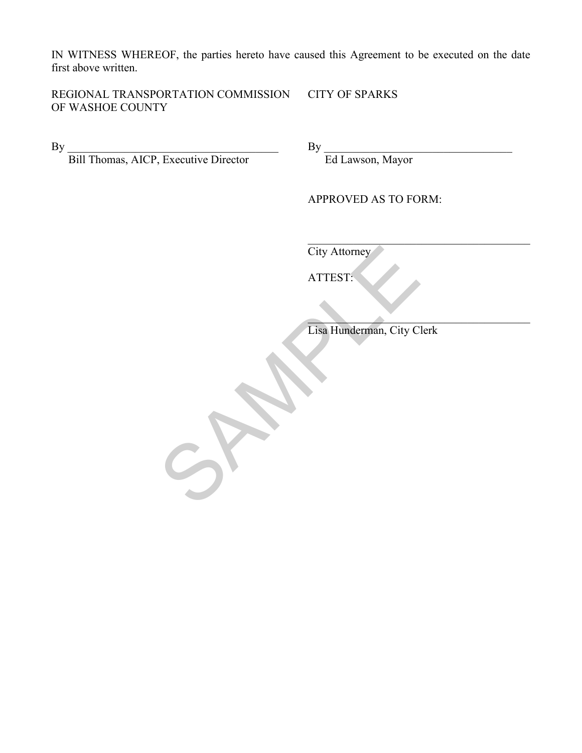IN WITNESS WHEREOF, the parties hereto have caused this Agreement to be executed on the date first above written.

REGIONAL TRANSPORTATION COMMISSION OF WASHOE COUNTY

By ________________________________________
Bill Thomas, AICP, Executive Director

CITY OF SPARKS

By ____________________________________
Ed Lawson, Mayor

APPROVED AS TO FORM:

___________________________________________
City Attorney

ATTEST:

___________________________________________
Lisa Hunderman, City Clerk

SAMPLE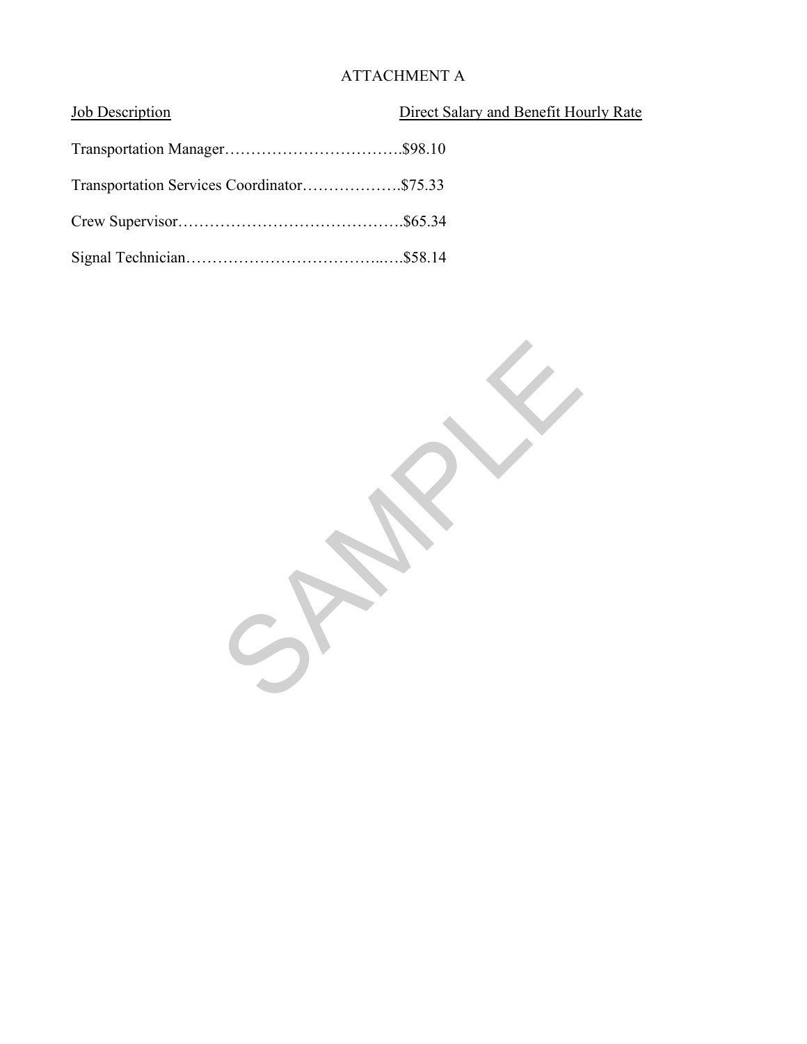# ATTACHMENT A

| Job Description | Direct Salary and Benefit Hourly Rate |
| --- | --- |
| Transportation Manager | $98.10 |
| Transportation Services Coordinator | $75.33 |
| Crew Supervisor | $65.34 |
| Signal Technician | $58.14 |

SAMPLE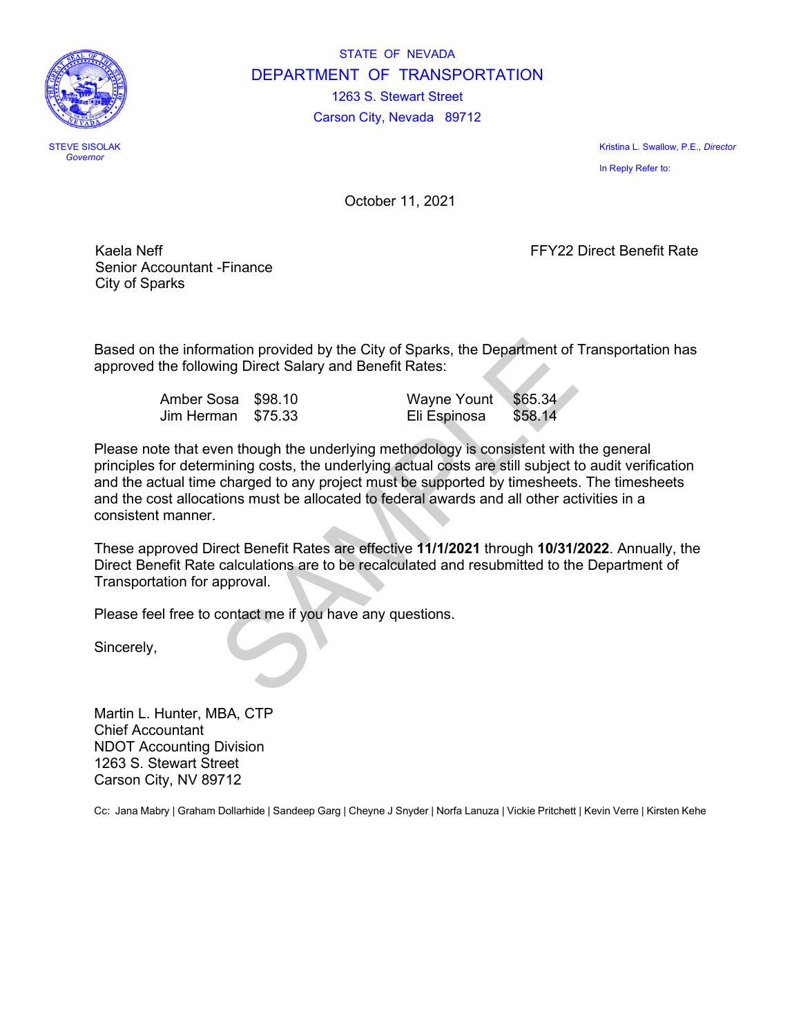STATE OF NEVADA

DEPARTMENT OF TRANSPORTATION

1263 S. Stewart Street

Carson City, Nevada 89712

STEVE SISOLAK
*Governor*

Kristina L. Swallow, P.E., *Director*

In Reply Refer to:

October 11, 2021

Kaela Neff
Senior Accountant -Finance
City of Sparks

FFY22 Direct Benefit Rate

Based on the information provided by the City of Sparks, the Department of Transportation has approved the following Direct Salary and Benefit Rates:

| | | | |
|---|---|---|---|
| Amber Sosa | $98.10 | Wayne Yount | $65.34 |
| Jim Herman | $75.33 | Eli Espinosa | $58.14 |

Please note that even though the underlying methodology is consistent with the general principles for determining costs, the underlying actual costs are still subject to audit verification and the actual time charged to any project must be supported by timesheets. The timesheets and the cost allocations must be allocated to federal awards and all other activities in a consistent manner.

These approved Direct Benefit Rates are effective **11/1/2021** through **10/31/2022**. Annually, the Direct Benefit Rate calculations are to be recalculated and resubmitted to the Department of Transportation for approval.

Please feel free to contact me if you have any questions.

Sincerely,

Martin L. Hunter, MBA, CTP
Chief Accountant
NDOT Accounting Division
1263 S. Stewart Street
Carson City, NV 89712

Cc: Jana Mabry | Graham Dollarhide | Sandeep Garg | Cheyne J Snyder | Norfa Lanuza | Vickie Pritchett | Kevin Verre | Kirsten Kehe

SAMPLE